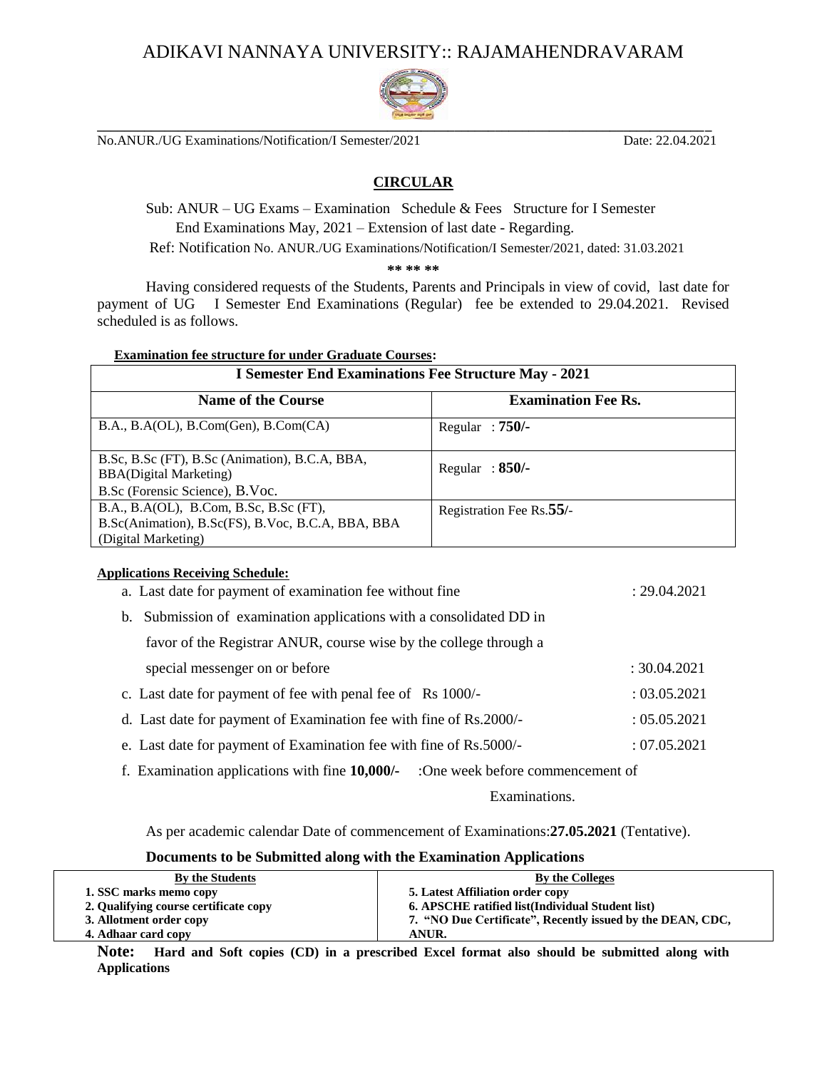# ADIKAVI NANNAYA UNIVERSITY:: RAJAMAHENDRAVARAM

No.ANUR./UG Examinations/Notification/I Semester/2021 Date: 22.04.2021

## CIRCULAR

Sub: ANUR – UG Exams – Examination Schedule & Fees Structure for I Semester End Examinations May, 2021 – Extension of last date - Regarding.

Ref: Notification No. ANUR./UG Examinations/Notification/I Semester/2021, dated: 31.03.2021

\*\* \*\* \*\*

Having considered requests of the Students, Parents and Principals in view of covid, last date for payment of UG I Semester End Examinations (Regular) fee be extended to 29.04.2021. Revised scheduled is as follows.

**Examination fee structure for under Graduate Courses:**

| I Semester End Examinations Fee Structure May - 2021 | |
|---|---|
| **Name of the Course** | **Examination Fee Rs.** |
| B.A., B.A(OL), B.Com(Gen), B.Com(CA) | Regular : **750/-** |
| B.Sc, B.Sc (FT), B.Sc (Animation), B.C.A, BBA, BBA(Digital Marketing) B.Sc (Forensic Science), B.Voc. | Regular : **850/-** |
| B.A., B.A(OL), B.Com, B.Sc, B.Sc (FT), B.Sc(Animation), B.Sc(FS), B.Voc, B.C.A, BBA, BBA (Digital Marketing) | Registration Fee Rs.55/- |

**Applications Receiving Schedule:**

a. Last date for payment of examination fee without fine : 29.04.2021

b. Submission of examination applications with a consolidated DD in favor of the Registrar ANUR, course wise by the college through a special messenger on or before : 30.04.2021

c. Last date for payment of fee with penal fee of Rs 1000/- : 03.05.2021

d. Last date for payment of Examination fee with fine of Rs.2000/- : 05.05.2021

e. Last date for payment of Examination fee with fine of Rs.5000/- : 07.05.2021

f. Examination applications with fine **10,000/-** :One week before commencement of Examinations.

As per academic calendar Date of commencement of Examinations:**27.05.2021** (Tentative).

**Documents to be Submitted along with the Examination Applications**

| By the Students | By the Colleges |
|---|---|
| **1. SSC marks memo copy** | **5. Latest Affiliation order copy** |
| **2. Qualifying course certificate copy** | **6. APSCHE ratified list(Individual Student list)** |
| **3. Allotment order copy** | **7. "NO Due Certificate", Recently issued by the DEAN, CDC, ANUR.** |
| **4. Adhaar card copy** | |

**Note: Hard and Soft copies (CD) in a prescribed Excel format also should be submitted along with Applications**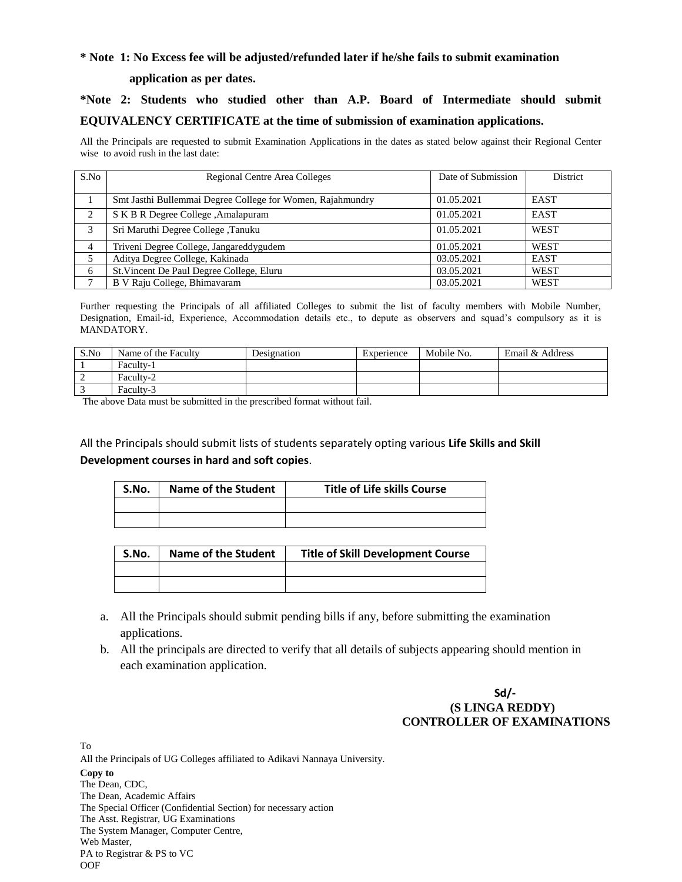**\* Note 1: No Excess fee will be adjusted/refunded later if he/she fails to submit examination application as per dates.**

**\*Note 2: Students who studied other than A.P. Board of Intermediate should submit EQUIVALENCY CERTIFICATE at the time of submission of examination applications.**

All the Principals are requested to submit Examination Applications in the dates as stated below against their Regional Center wise to avoid rush in the last date:

| S.No | Regional Centre Area Colleges | Date of Submission | District |
|---|---|---|---|
| 1 | Smt Jasthi Bullemmai Degree College for Women, Rajahmundry | 01.05.2021 | EAST |
| 2 | S K B R Degree College ,Amalapuram | 01.05.2021 | EAST |
| 3 | Sri Maruthi Degree College ,Tanuku | 01.05.2021 | WEST |
| 4 | Triveni Degree College, Jangareddygudem | 01.05.2021 | WEST |
| 5 | Aditya Degree College, Kakinada | 03.05.2021 | EAST |
| 6 | St.Vincent De Paul Degree College, Eluru | 03.05.2021 | WEST |
| 7 | B V Raju College, Bhimavaram | 03.05.2021 | WEST |

Further requesting the Principals of all affiliated Colleges to submit the list of faculty members with Mobile Number, Designation, Email-id, Experience, Accommodation details etc., to depute as observers and squad's compulsory as it is MANDATORY.

| S.No | Name of the Faculty | Designation | Experience | Mobile No. | Email & Address |
|---|---|---|---|---|---|
| 1 | Faculty-1 | | | | |
| 2 | Faculty-2 | | | | |
| 3 | Faculty-3 | | | | |

The above Data must be submitted in the prescribed format without fail.

All the Principals should submit lists of students separately opting various **Life Skills and Skill Development courses in hard and soft copies**.

| S.No. | Name of the Student | Title of Life skills Course |
|---|---|---|
| | | |
| | | |

| S.No. | Name of the Student | Title of Skill Development Course |
|---|---|---|
| | | |
| | | |

a. All the Principals should submit pending bills if any, before submitting the examination applications.

b. All the principals are directed to verify that all details of subjects appearing should mention in each examination application.

**Sd/-**
**(S LINGA REDDY)**
**CONTROLLER OF EXAMINATIONS**

To
All the Principals of UG Colleges affiliated to Adikavi Nannaya University.

**Copy to**
The Dean, CDC,
The Dean, Academic Affairs
The Special Officer (Confidential Section) for necessary action
The Asst. Registrar, UG Examinations
The System Manager, Computer Centre,
Web Master,
PA to Registrar & PS to VC
OOF